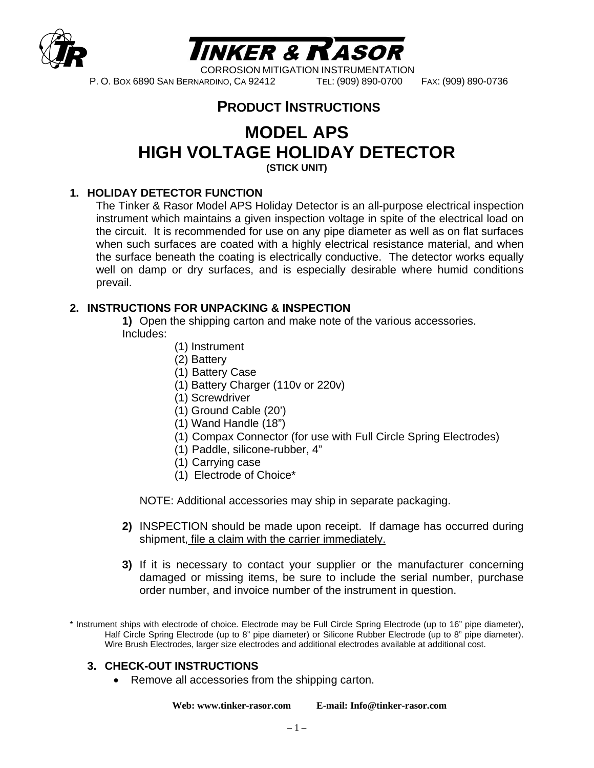# TINKER & RASOR

CORROSION MITIGATION INSTRUMENTATION

P. O. BOX 6890 SAN BERNARDINO, CA 92412 TEL: (909) 890-0700 FAX: (909) 890-0736

## PRODUCT INSTRUCTIONS

# MODEL APS
# HIGH VOLTAGE HOLIDAY DETECTOR

**(STICK UNIT)**

### 1. HOLIDAY DETECTOR FUNCTION

The Tinker & Rasor Model APS Holiday Detector is an all-purpose electrical inspection instrument which maintains a given inspection voltage in spite of the electrical load on the circuit. It is recommended for use on any pipe diameter as well as on flat surfaces when such surfaces are coated with a highly electrical resistance material, and when the surface beneath the coating is electrically conductive. The detector works equally well on damp or dry surfaces, and is especially desirable where humid conditions prevail.

### 2. INSTRUCTIONS FOR UNPACKING & INSPECTION

**1)** Open the shipping carton and make note of the various accessories.
Includes:

- (1) Instrument
- (2) Battery
- (1) Battery Case
- (1) Battery Charger (110v or 220v)
- (1) Screwdriver
- (1) Ground Cable (20')
- (1) Wand Handle (18")
- (1) Compax Connector (for use with Full Circle Spring Electrodes)
- (1) Paddle, silicone-rubber, 4"
- (1) Carrying case
- (1) Electrode of Choice*

NOTE: Additional accessories may ship in separate packaging.

**2)** INSPECTION should be made upon receipt. If damage has occurred during shipment, <u>file a claim with the carrier immediately.</u>

**3)** If it is necessary to contact your supplier or the manufacturer concerning damaged or missing items, be sure to include the serial number, purchase order number, and invoice number of the instrument in question.

\* Instrument ships with electrode of choice. Electrode may be Full Circle Spring Electrode (up to 16" pipe diameter), Half Circle Spring Electrode (up to 8" pipe diameter) or Silicone Rubber Electrode (up to 8" pipe diameter). Wire Brush Electrodes, larger size electrodes and additional electrodes available at additional cost.

### 3. CHECK-OUT INSTRUCTIONS

- Remove all accessories from the shipping carton.

**Web: www.tinker-rasor.com E-mail: Info@tinker-rasor.com**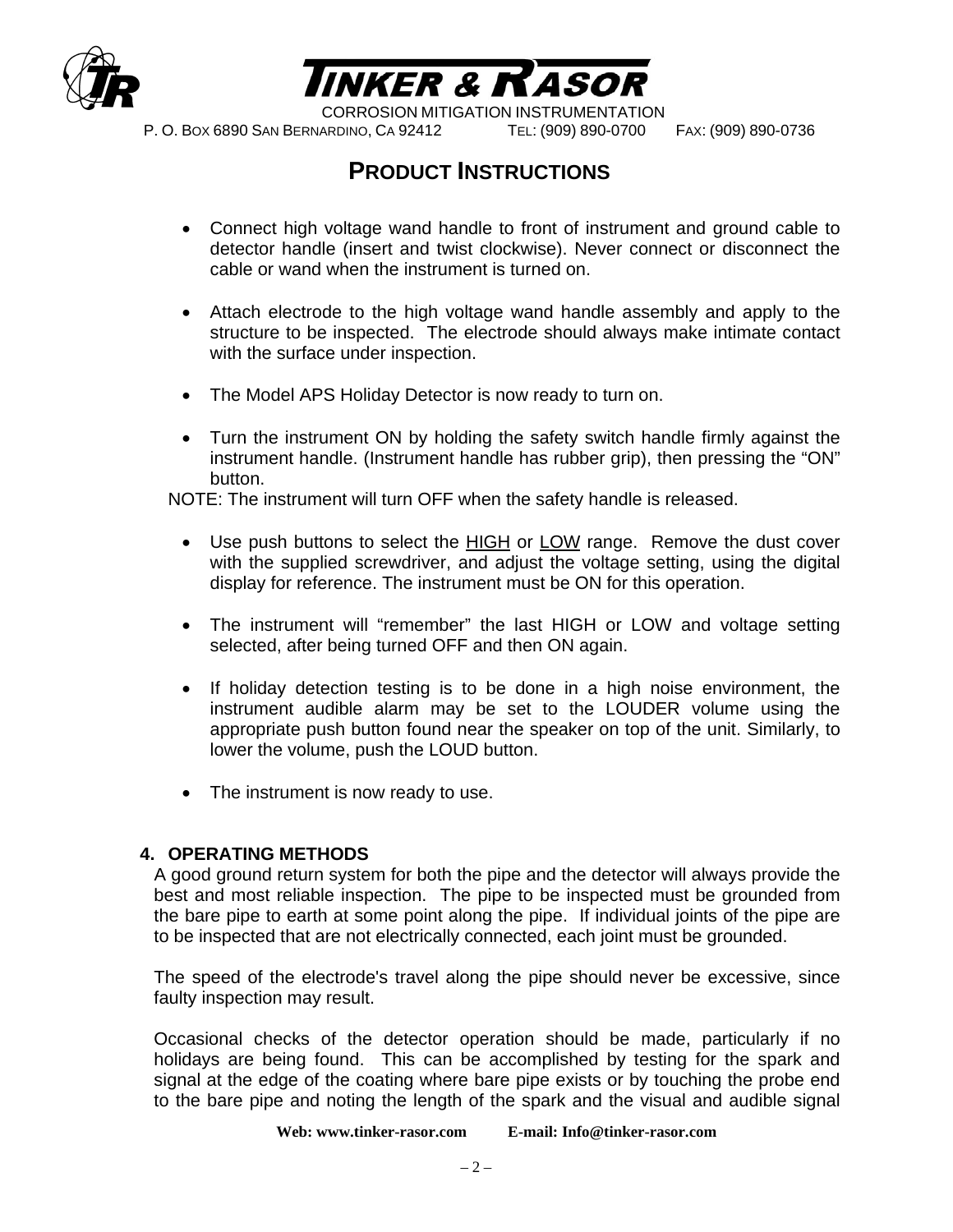# PRODUCT INSTRUCTIONS

- Connect high voltage wand handle to front of instrument and ground cable to detector handle (insert and twist clockwise). Never connect or disconnect the cable or wand when the instrument is turned on.

- Attach electrode to the high voltage wand handle assembly and apply to the structure to be inspected. The electrode should always make intimate contact with the surface under inspection.

- The Model APS Holiday Detector is now ready to turn on.

- Turn the instrument ON by holding the safety switch handle firmly against the instrument handle. (Instrument handle has rubber grip), then pressing the "ON" button.

NOTE: The instrument will turn OFF when the safety handle is released.

- Use push buttons to select the <u>HIGH</u> or <u>LOW</u> range. Remove the dust cover with the supplied screwdriver, and adjust the voltage setting, using the digital display for reference. The instrument must be ON for this operation.

- The instrument will "remember" the last HIGH or LOW and voltage setting selected, after being turned OFF and then ON again.

- If holiday detection testing is to be done in a high noise environment, the instrument audible alarm may be set to the LOUDER volume using the appropriate push button found near the speaker on top of the unit. Similarly, to lower the volume, push the LOUD button.

- The instrument is now ready to use.

## 4. OPERATING METHODS

A good ground return system for both the pipe and the detector will always provide the best and most reliable inspection. The pipe to be inspected must be grounded from the bare pipe to earth at some point along the pipe. If individual joints of the pipe are to be inspected that are not electrically connected, each joint must be grounded.

The speed of the electrode's travel along the pipe should never be excessive, since faulty inspection may result.

Occasional checks of the detector operation should be made, particularly if no holidays are being found. This can be accomplished by testing for the spark and signal at the edge of the coating where bare pipe exists or by touching the probe end to the bare pipe and noting the length of the spark and the visual and audible signal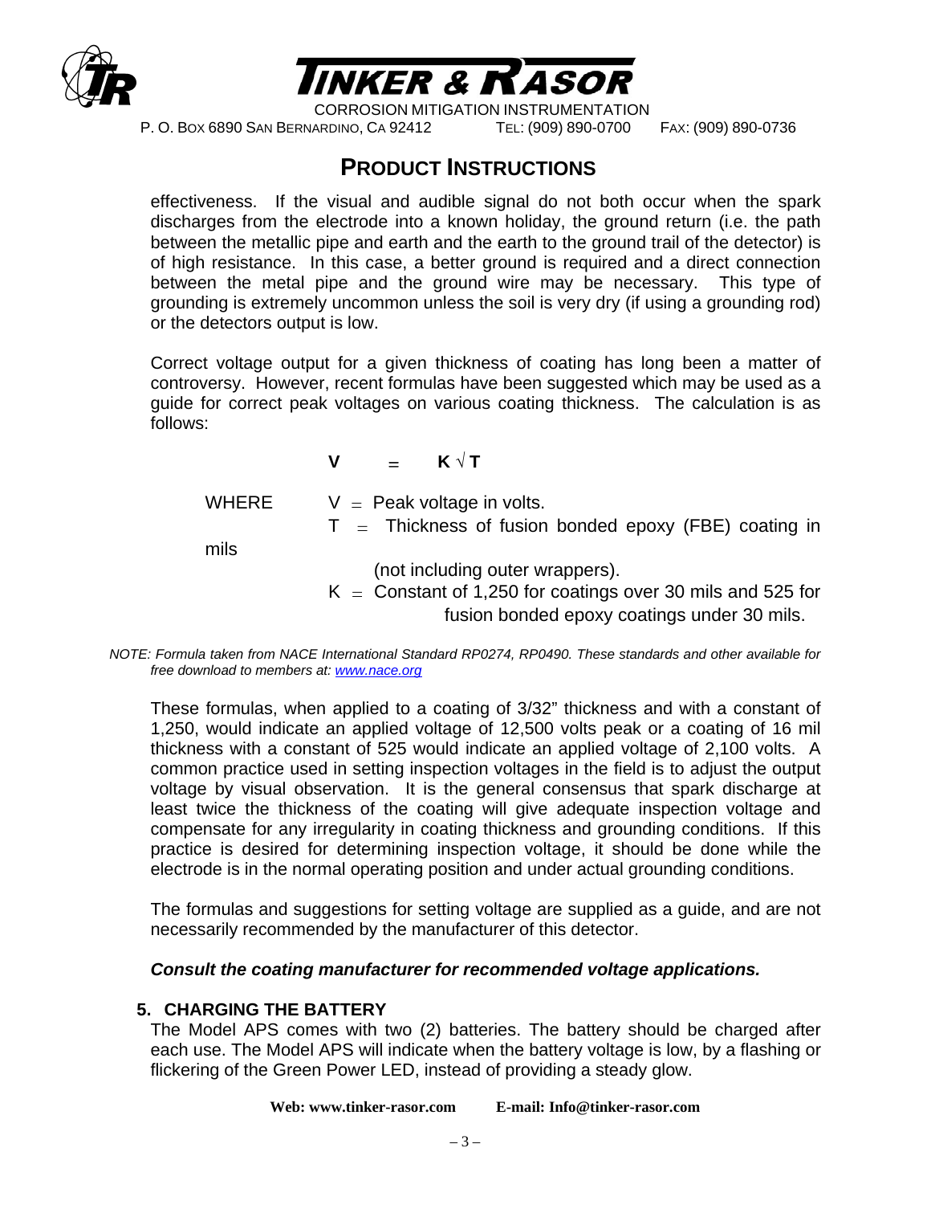## PRODUCT INSTRUCTIONS

effectiveness. If the visual and audible signal do not both occur when the spark discharges from the electrode into a known holiday, the ground return (i.e. the path between the metallic pipe and earth and the earth to the ground trail of the detector) is of high resistance. In this case, a better ground is required and a direct connection between the metal pipe and the ground wire may be necessary. This type of grounding is extremely uncommon unless the soil is very dry (if using a grounding rod) or the detectors output is low.

Correct voltage output for a given thickness of coating has long been a matter of controversy. However, recent formulas have been suggested which may be used as a guide for correct peak voltages on various coating thickness. The calculation is as follows:

$$V = K\sqrt{T}$$

WHERE
- $V$ = Peak voltage in volts.
- $T$ = Thickness of fusion bonded epoxy (FBE) coating in mils (not including outer wrappers).
- $K$ = Constant of 1,250 for coatings over 30 mils and 525 for fusion bonded epoxy coatings under 30 mils.

*NOTE: Formula taken from NACE International Standard RP0274, RP0490. These standards and other available for free download to members at: [www.nace.org](http://www.nace.org)*

These formulas, when applied to a coating of 3/32" thickness and with a constant of 1,250, would indicate an applied voltage of 12,500 volts peak or a coating of 16 mil thickness with a constant of 525 would indicate an applied voltage of 2,100 volts. A common practice used in setting inspection voltages in the field is to adjust the output voltage by visual observation. It is the general consensus that spark discharge at least twice the thickness of the coating will give adequate inspection voltage and compensate for any irregularity in coating thickness and grounding conditions. If this practice is desired for determining inspection voltage, it should be done while the electrode is in the normal operating position and under actual grounding conditions.

The formulas and suggestions for setting voltage are supplied as a guide, and are not necessarily recommended by the manufacturer of this detector.

***Consult the coating manufacturer for recommended voltage applications.***

### 5. CHARGING THE BATTERY

The Model APS comes with two (2) batteries. The battery should be charged after each use. The Model APS will indicate when the battery voltage is low, by a flashing or flickering of the Green Power LED, instead of providing a steady glow.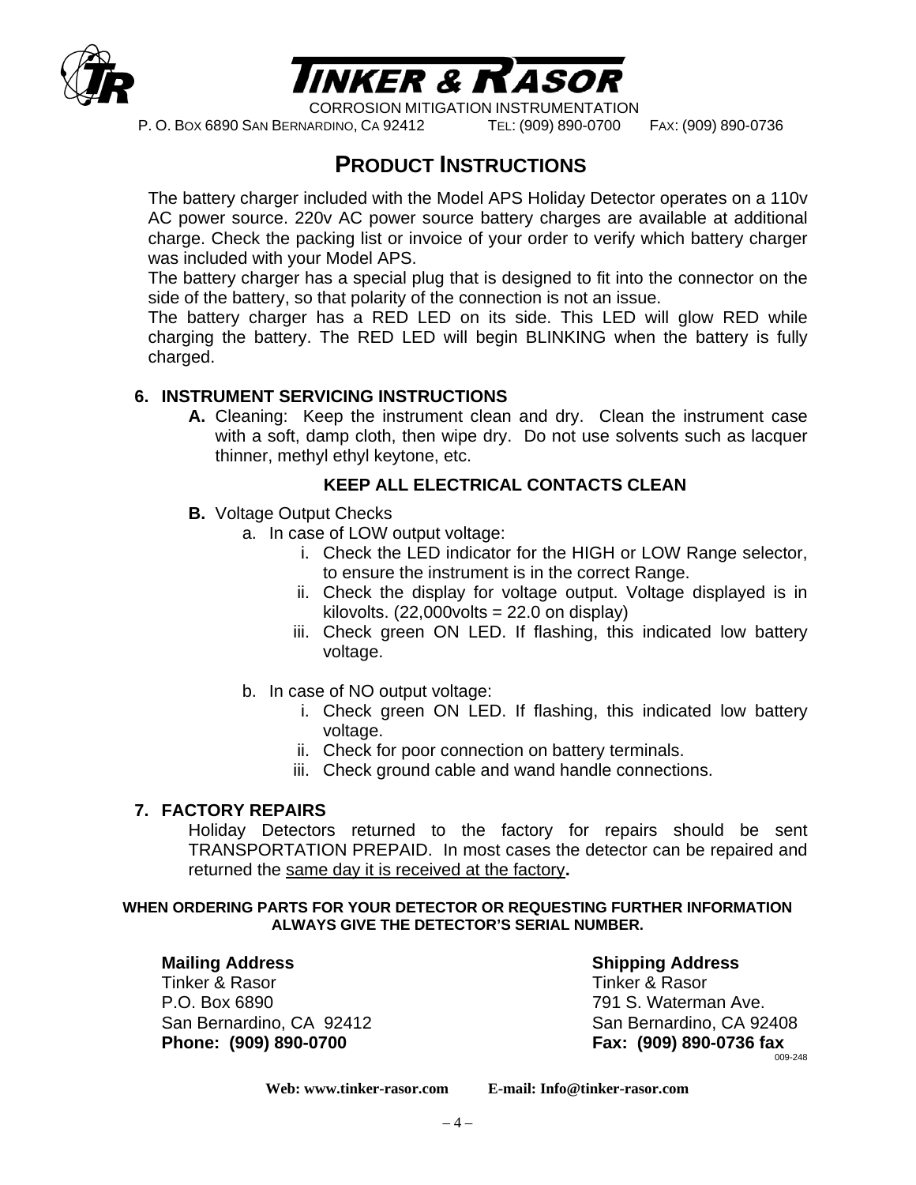# TINKER & RASOR

CORROSION MITIGATION INSTRUMENTATION

P. O. BOX 6890 SAN BERNARDINO, CA 92412 TEL: (909) 890-0700 FAX: (909) 890-0736

## PRODUCT INSTRUCTIONS

The battery charger included with the Model APS Holiday Detector operates on a 110v AC power source. 220v AC power source battery charges are available at additional charge. Check the packing list or invoice of your order to verify which battery charger was included with your Model APS.

The battery charger has a special plug that is designed to fit into the connector on the side of the battery, so that polarity of the connection is not an issue.

The battery charger has a RED LED on its side. This LED will glow RED while charging the battery. The RED LED will begin BLINKING when the battery is fully charged.

### 6. INSTRUMENT SERVICING INSTRUCTIONS

**A.** Cleaning: Keep the instrument clean and dry. Clean the instrument case with a soft, damp cloth, then wipe dry. Do not use solvents such as lacquer thinner, methyl ethyl keytone, etc.

**KEEP ALL ELECTRICAL CONTACTS CLEAN**

**B.** Voltage Output Checks

a. In case of LOW output voltage:
   i. Check the LED indicator for the HIGH or LOW Range selector, to ensure the instrument is in the correct Range.
   ii. Check the display for voltage output. Voltage displayed is in kilovolts. (22,000volts = 22.0 on display)
   iii. Check green ON LED. If flashing, this indicated low battery voltage.

b. In case of NO output voltage:
   i. Check green ON LED. If flashing, this indicated low battery voltage.
   ii. Check for poor connection on battery terminals.
   iii. Check ground cable and wand handle connections.

### 7. FACTORY REPAIRS

Holiday Detectors returned to the factory for repairs should be sent TRANSPORTATION PREPAID. In most cases the detector can be repaired and returned the same day it is received at the factory**.**

**WHEN ORDERING PARTS FOR YOUR DETECTOR OR REQUESTING FURTHER INFORMATION ALWAYS GIVE THE DETECTOR'S SERIAL NUMBER.**

**Mailing Address**
Tinker & Rasor
P.O. Box 6890
San Bernardino, CA 92412
**Phone: (909) 890-0700**

**Shipping Address**
Tinker & Rasor
791 S. Waterman Ave.
San Bernardino, CA 92408
**Fax: (909) 890-0736 fax**

009-248

**Web: www.tinker-rasor.com E-mail: Info@tinker-rasor.com**